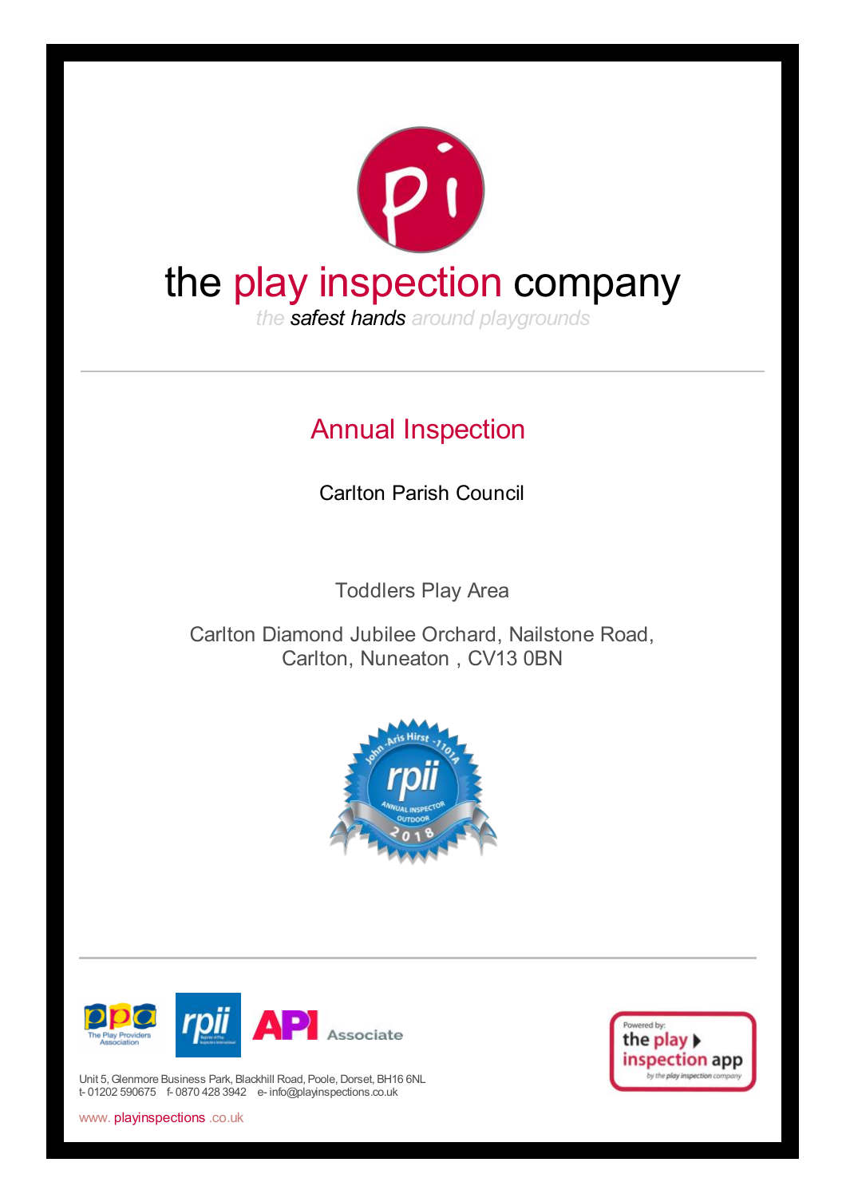# the play inspection company

*the safest hands around playgrounds*

---

## Annual Inspection

Carlton Parish Council

Toddlers Play Area

Carlton Diamond Jubilee Orchard, Nailstone Road,
Carlton, Nuneaton , CV13 0BN

John-Aris Hirst - 1101A
rpii
ANNUAL INSPECTOR
OUTDOOR
2018

---

The Play Providers Association | rpii | API Associate

Unit 5, Glenmore Business Park, Blackhill Road, Poole, Dorset, BH16 6NL
t- 01202 590675 f- 0870 428 3942 e- info@playinspections.co.uk

www.playinspections.co.uk

Powered by: the play inspection app by the play inspection company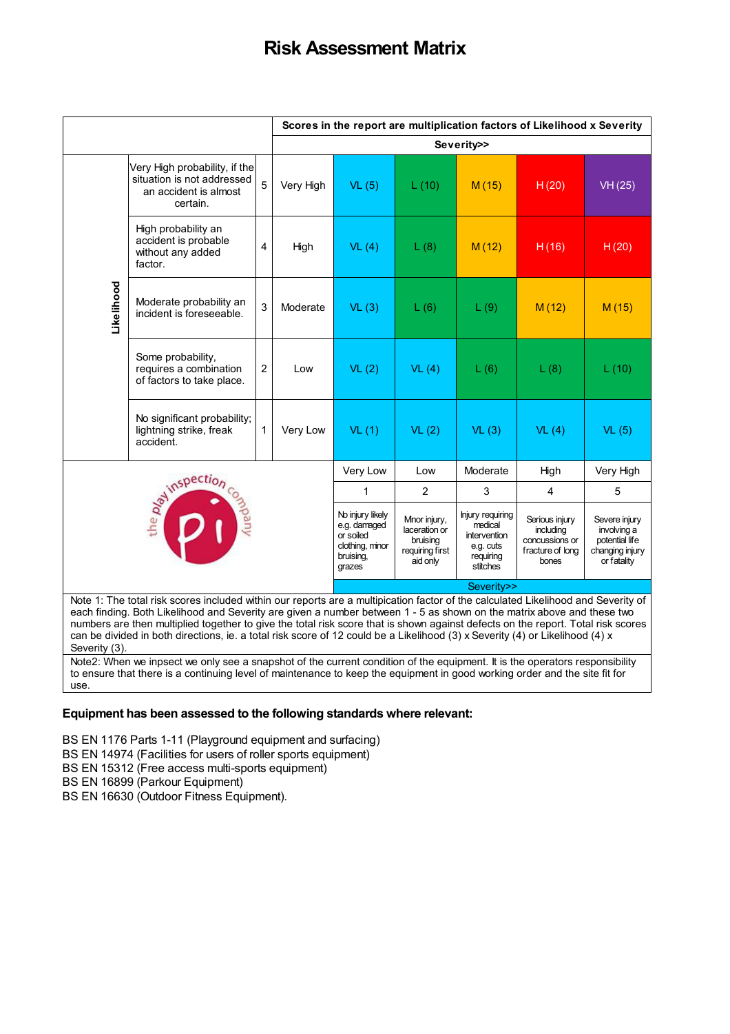# Risk Assessment Matrix

| | | | Scores in the report are multiplication factors of Likelihood x Severity | | | | |
|---|---|---|---|---|---|---|---|
| | | | **Severity>>** | | | | |
| **Likelihood** | Very High probability, if the situation is not addressed an accident is almost certain. | 5 | Very High | VL (5) | L (10) | M (15) | H (20) | VH (25) |
| | High probability an accident is probable without any added factor. | 4 | High | VL (4) | L (8) | M (12) | H (16) | H (20) |
| | Moderate probability an incident is foreseeable. | 3 | Moderate | VL (3) | L (6) | L (9) | M (12) | M (15) |
| | Some probability, requires a combination of factors to take place. | 2 | Low | VL (2) | VL (4) | L (6) | L (8) | L (10) |
| | No significant probability; lightning strike, freak accident. | 1 | Very Low | VL (1) | VL (2) | VL (3) | VL (4) | VL (5) |
| | | | | Very Low | Low | Moderate | High | Very High |
| | | | | 1 | 2 | 3 | 4 | 5 |
| | | | | No injury likely e.g. damaged or soiled clothing, minor bruising, grazes | Minor injury, laceration or bruising requiring first aid only | Injury requiring medical intervention e.g. cuts requiring stitches | Serious injury including concussions or fracture of long bones | Severe injury involving a potential life changing injury or fatality |
| | | | | Severity>> | | | | |

Note 1: The total risk scores included within our reports are a multipication factor of the calculated Likelihood and Severity of each finding. Both Likelihood and Severity are given a number between 1 - 5 as shown on the matrix above and these two numbers are then multiplied together to give the total risk score that is shown against defects on the report. Total risk scores can be divided in both directions, ie. a total risk score of 12 could be a Likelihood (3) x Severity (4) or Likelihood (4) x Severity (3).

Note2: When we inpsect we only see a snapshot of the current condition of the equipment. It is the operators responsibility to ensure that there is a continuing level of maintenance to keep the equipment in good working order and the site fit for use.

**Equipment has been assessed to the following standards where relevant:**

BS EN 1176 Parts 1-11 (Playground equipment and surfacing)
BS EN 14974 (Facilities for users of roller sports equipment)
BS EN 15312 (Free access multi-sports equipment)
BS EN 16899 (Parkour Equipment)
BS EN 16630 (Outdoor Fitness Equipment).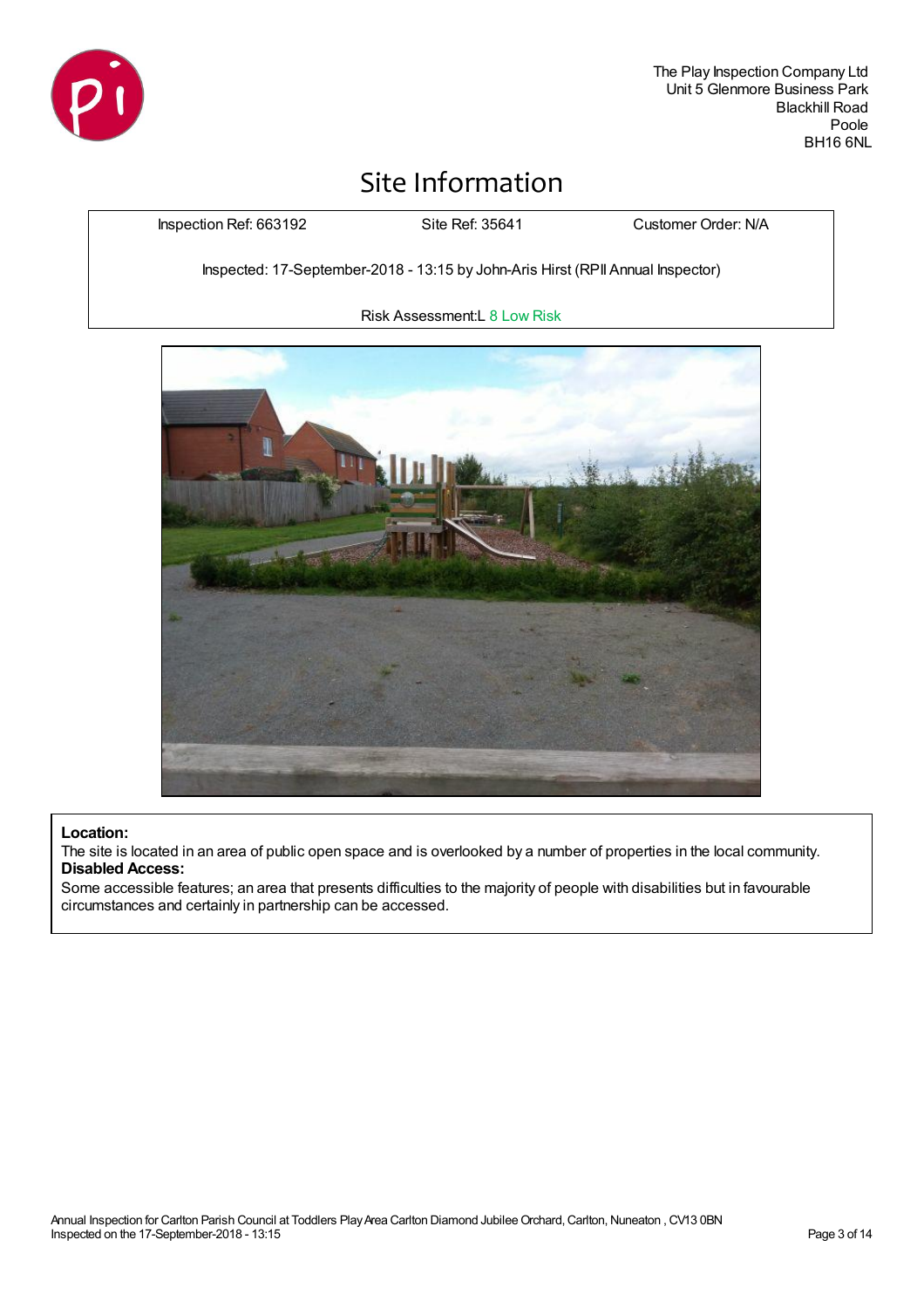The Play Inspection Company Ltd
Unit 5 Glenmore Business Park
Blackhill Road
Poole
BH16 6NL

# Site Information

| Inspection Ref: 663192 | Site Ref: 35641 | Customer Order: N/A |
|---|---|---|
| Inspected: 17-September-2018 - 13:15 by John-Aris Hirst (RPII Annual Inspector) | | |
| Risk Assessment:L 8 Low Risk | | |

**Location:**
The site is located in an area of public open space and is overlooked by a number of properties in the local community.
**Disabled Access:**
Some accessible features; an area that presents difficulties to the majority of people with disabilities but in favourable circumstances and certainly in partnership can be accessed.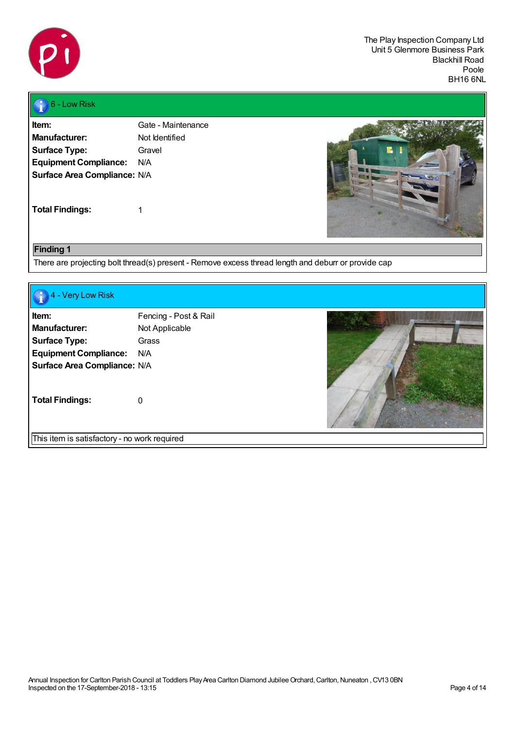The Play Inspection Company Ltd
Unit 5 Glenmore Business Park
Blackhill Road
Poole
BH16 6NL

## 6 - Low Risk

| | |
|---|---|
| **Item:** | Gate - Maintenance |
| **Manufacturer:** | Not Identified |
| **Surface Type:** | Gravel |
| **Equipment Compliance:** | N/A |
| **Surface Area Compliance:** | N/A |
| **Total Findings:** | 1 |

**Finding 1**

There are projecting bolt thread(s) present - Remove excess thread length and deburr or provide cap

## 4 - Very Low Risk

| | |
|---|---|
| **Item:** | Fencing - Post & Rail |
| **Manufacturer:** | Not Applicable |
| **Surface Type:** | Grass |
| **Equipment Compliance:** | N/A |
| **Surface Area Compliance:** | N/A |
| **Total Findings:** | 0 |

This item is satisfactory - no work required

Annual Inspection for Carlton Parish Council at Toddlers Play Area Carlton Diamond Jubilee Orchard, Carlton, Nuneaton , CV13 0BN
Inspected on the 17-September-2018 - 13:15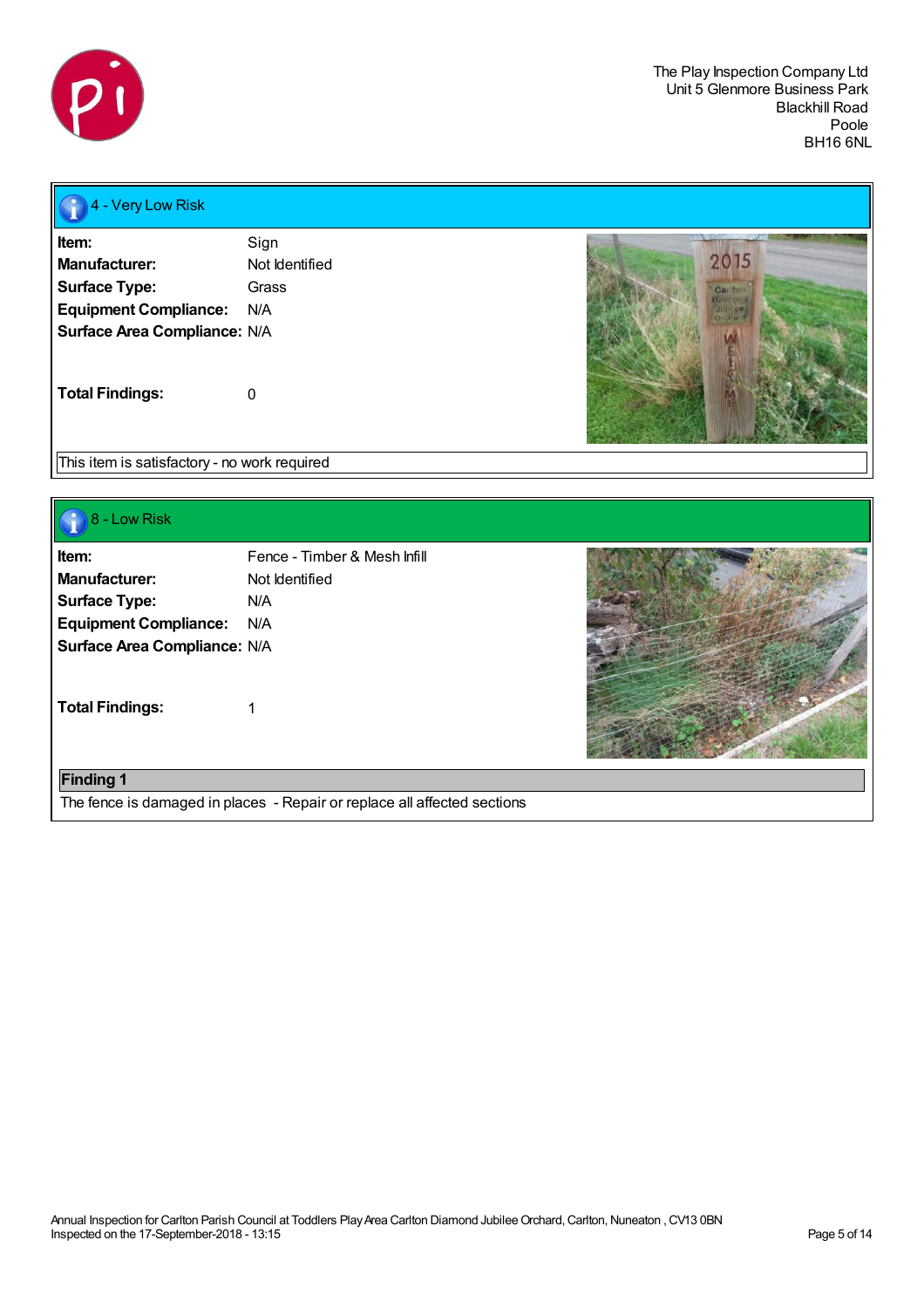## 4 - Very Low Risk

| | |
|---|---|
| **Item:** | Sign |
| **Manufacturer:** | Not Identified |
| **Surface Type:** | Grass |
| **Equipment Compliance:** | N/A |
| **Surface Area Compliance:** | N/A |
| **Total Findings:** | 0 |

This item is satisfactory - no work required

## 8 - Low Risk

| | |
|---|---|
| **Item:** | Fence - Timber & Mesh Infill |
| **Manufacturer:** | Not Identified |
| **Surface Type:** | N/A |
| **Equipment Compliance:** | N/A |
| **Surface Area Compliance:** | N/A |
| **Total Findings:** | 1 |

**Finding 1**

The fence is damaged in places - Repair or replace all affected sections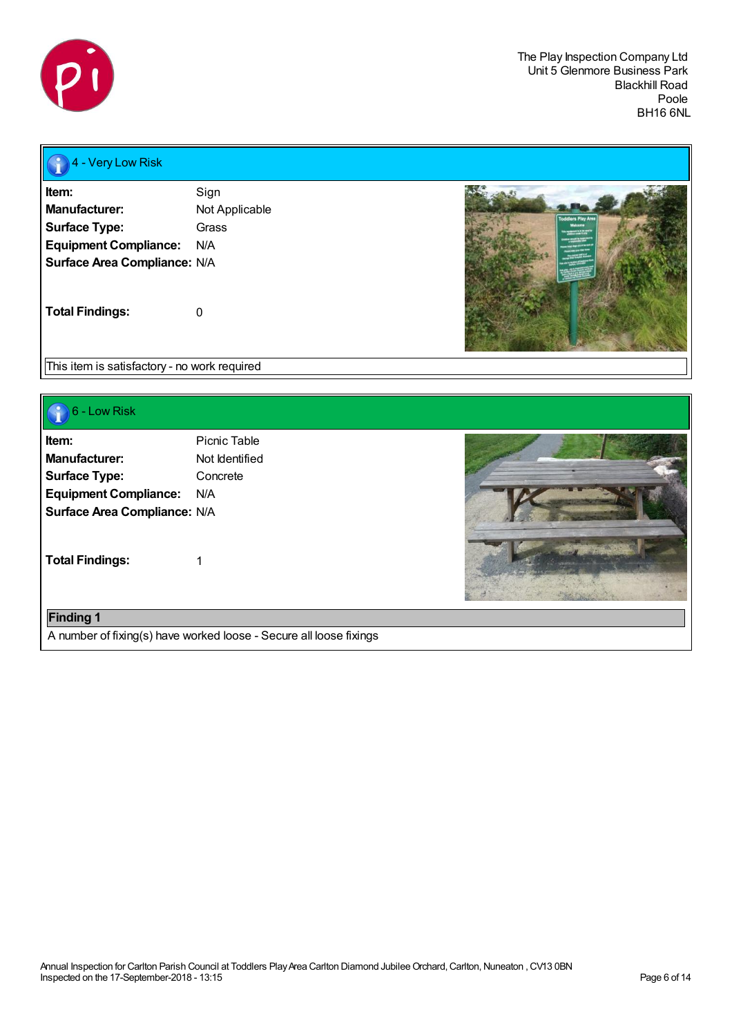The Play Inspection Company Ltd
Unit 5 Glenmore Business Park
Blackhill Road
Poole
BH16 6NL

## 4 - Very Low Risk

**Item:** Sign
**Manufacturer:** Not Applicable
**Surface Type:** Grass
**Equipment Compliance:** N/A
**Surface Area Compliance:** N/A

**Total Findings:** 0

This item is satisfactory - no work required

## 6 - Low Risk

**Item:** Picnic Table
**Manufacturer:** Not Identified
**Surface Type:** Concrete
**Equipment Compliance:** N/A
**Surface Area Compliance:** N/A

**Total Findings:** 1

**Finding 1**

A number of fixing(s) have worked loose - Secure all loose fixings

Annual Inspection for Carlton Parish Council at Toddlers Play Area Carlton Diamond Jubilee Orchard, Carlton, Nuneaton , CV13 0BN
Inspected on the 17-September-2018 - 13:15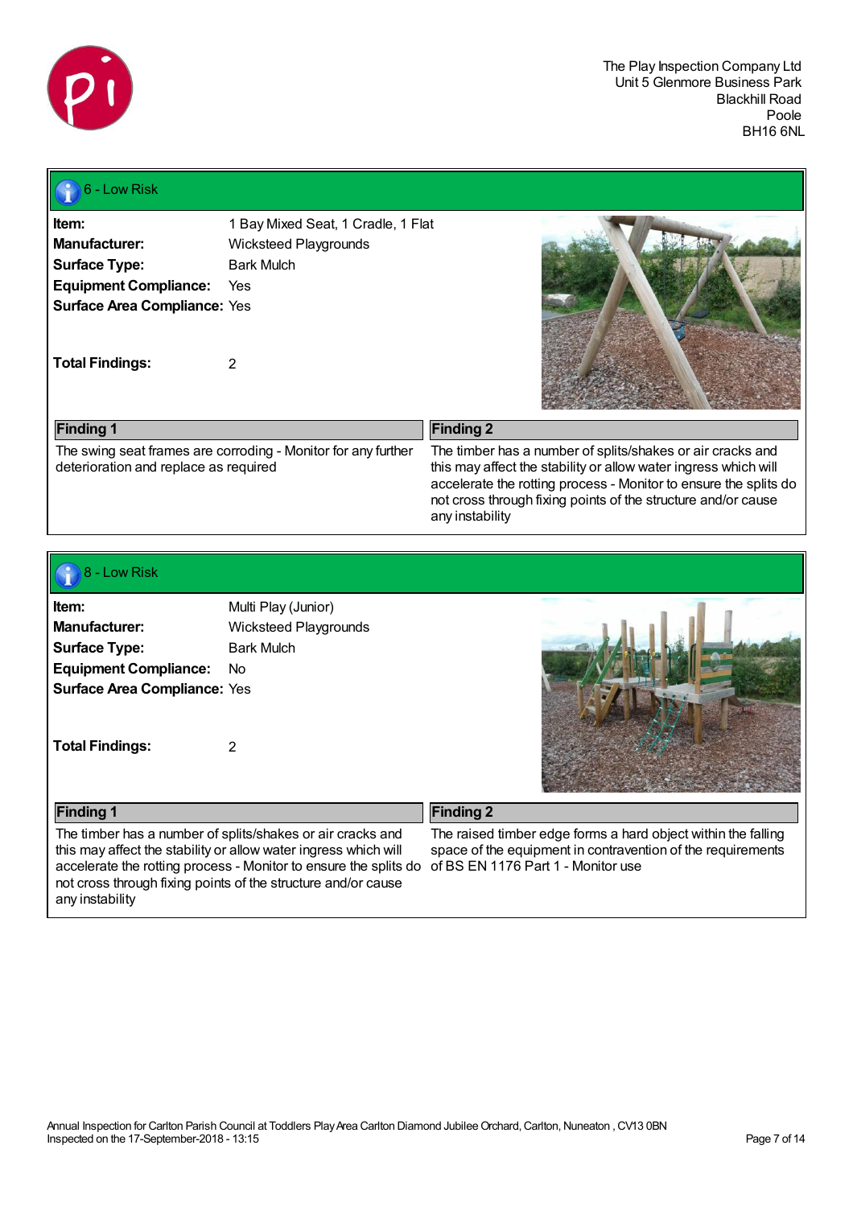## 6 - Low Risk

| | |
|---|---|
| **Item:** | 1 Bay Mixed Seat, 1 Cradle, 1 Flat |
| **Manufacturer:** | Wicksteed Playgrounds |
| **Surface Type:** | Bark Mulch |
| **Equipment Compliance:** | Yes |
| **Surface Area Compliance:** | Yes |
| **Total Findings:** | 2 |

| Finding 1 | Finding 2 |
|---|---|
| The swing seat frames are corroding - Monitor for any further deterioration and replace as required | The timber has a number of splits/shakes or air cracks and this may affect the stability or allow water ingress which will accelerate the rotting process - Monitor to ensure the splits do not cross through fixing points of the structure and/or cause any instability |

## 8 - Low Risk

| | |
|---|---|
| **Item:** | Multi Play (Junior) |
| **Manufacturer:** | Wicksteed Playgrounds |
| **Surface Type:** | Bark Mulch |
| **Equipment Compliance:** | No |
| **Surface Area Compliance:** | Yes |
| **Total Findings:** | 2 |

| Finding 1 | Finding 2 |
|---|---|
| The timber has a number of splits/shakes or air cracks and this may affect the stability or allow water ingress which will accelerate the rotting process - Monitor to ensure the splits do not cross through fixing points of the structure and/or cause any instability | The raised timber edge forms a hard object within the falling space of the equipment in contravention of the requirements of BS EN 1176 Part 1 - Monitor use |

Annual Inspection for Carlton Parish Council at Toddlers Play Area Carlton Diamond Jubilee Orchard, Carlton, Nuneaton , CV13 0BN
Inspected on the 17-September-2018 - 13:15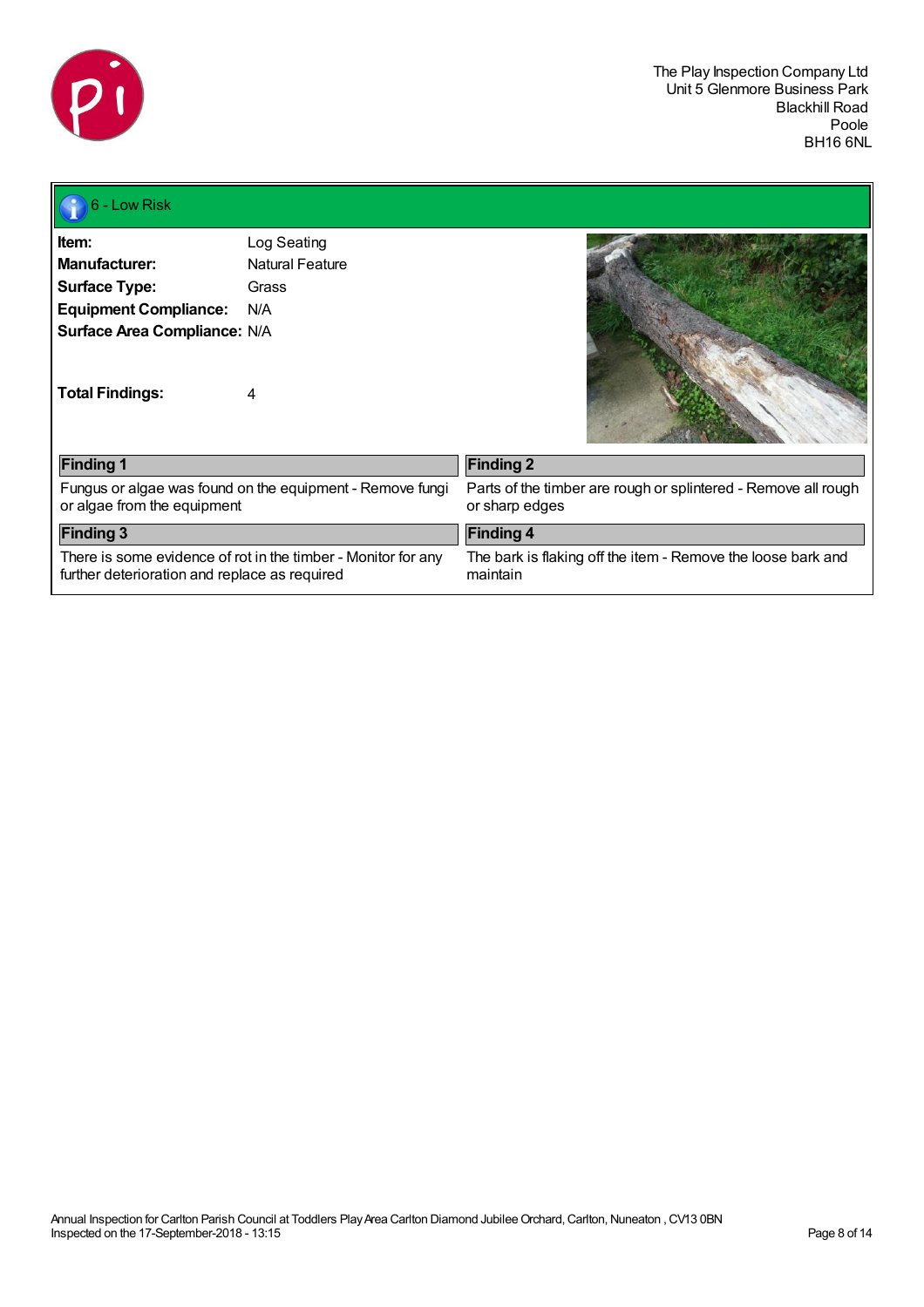The Play Inspection Company Ltd
Unit 5 Glenmore Business Park
Blackhill Road
Poole
BH16 6NL

## 6 - Low Risk

**Item:** Log Seating
**Manufacturer:** Natural Feature
**Surface Type:** Grass
**Equipment Compliance:** N/A
**Surface Area Compliance:** N/A

**Total Findings:** 4

| Finding 1 | Finding 2 |
| --- | --- |
| Fungus or algae was found on the equipment - Remove fungi or algae from the equipment | Parts of the timber are rough or splintered - Remove all rough or sharp edges |
| **Finding 3** | **Finding 4** |
| There is some evidence of rot in the timber - Monitor for any further deterioration and replace as required | The bark is flaking off the item - Remove the loose bark and maintain |

Annual Inspection for Carlton Parish Council at Toddlers Play Area Carlton Diamond Jubilee Orchard, Carlton, Nuneaton , CV13 0BN
Inspected on the 17-September-2018 - 13:15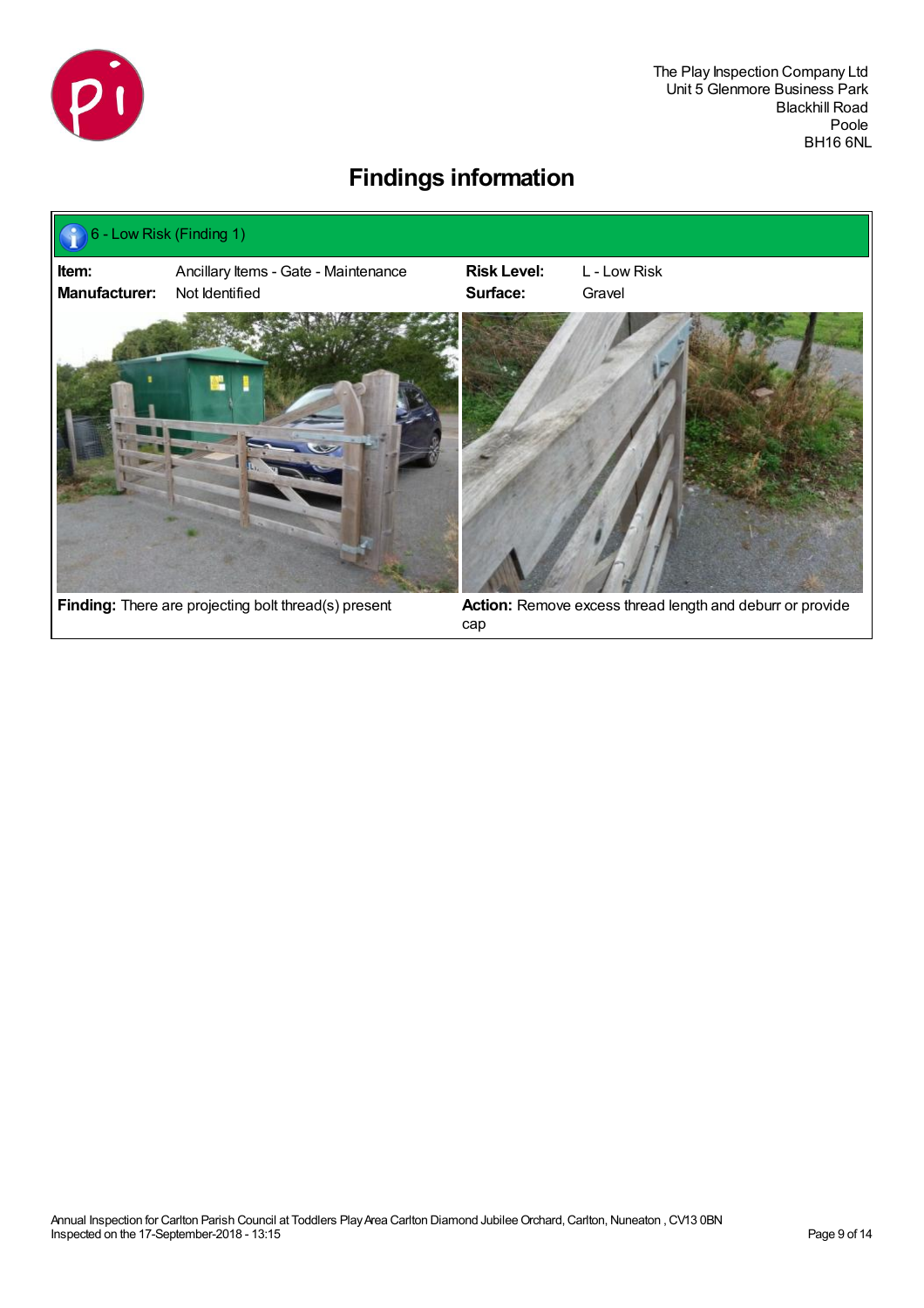The Play Inspection Company Ltd
Unit 5 Glenmore Business Park
Blackhill Road
Poole
BH16 6NL

# Findings information

**6 - Low Risk (Finding 1)**

| | | | |
|---|---|---|---|
| **Item:** | Ancillary Items - Gate - Maintenance | **Risk Level:** | L - Low Risk |
| **Manufacturer:** | Not Identified | **Surface:** | Gravel |

**Finding:** There are projecting bolt thread(s) present

**Action:** Remove excess thread length and deburr or provide cap

Annual Inspection for Carlton Parish Council at Toddlers Play Area Carlton Diamond Jubilee Orchard, Carlton, Nuneaton , CV13 0BN
Inspected on the 17-September-2018 - 13:15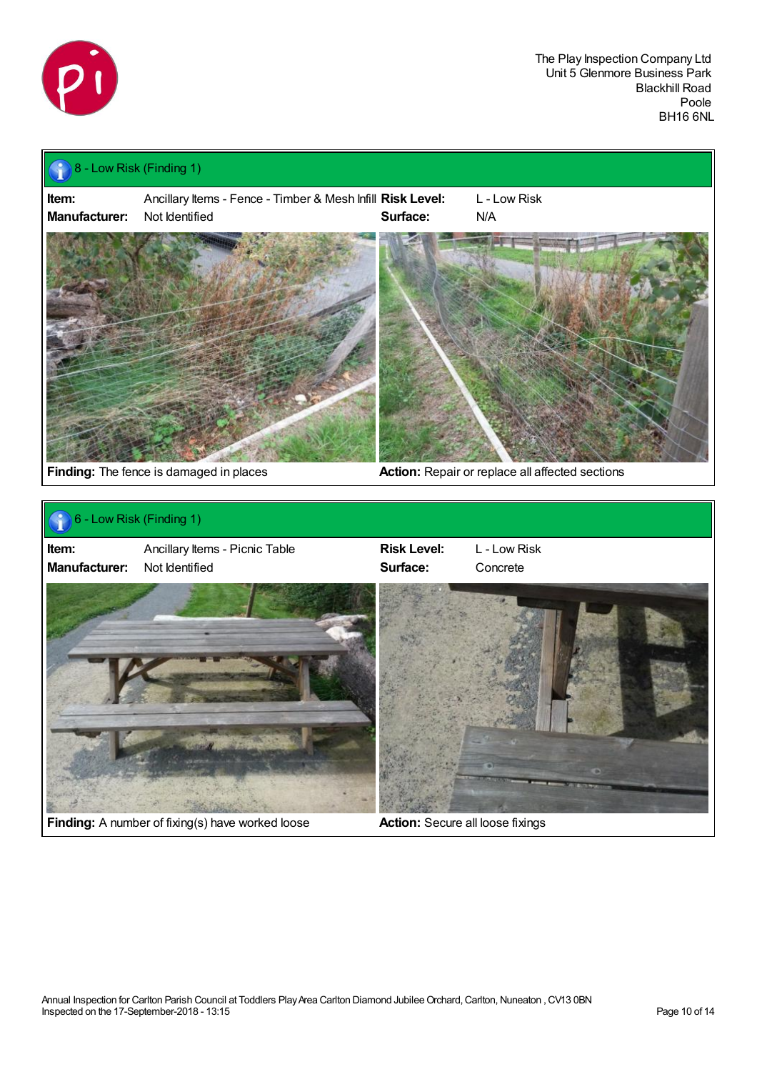## 8 - Low Risk (Finding 1)

| | | | |
|---|---|---|---|
| **Item:** | Ancillary Items - Fence - Timber & Mesh Infill | **Risk Level:** | L - Low Risk |
| **Manufacturer:** | Not Identified | **Surface:** | N/A |

**Finding:** The fence is damaged in places

**Action:** Repair or replace all affected sections

## 6 - Low Risk (Finding 1)

| | | | |
|---|---|---|---|
| **Item:** | Ancillary Items - Picnic Table | **Risk Level:** | L - Low Risk |
| **Manufacturer:** | Not Identified | **Surface:** | Concrete |

**Finding:** A number of fixing(s) have worked loose

**Action:** Secure all loose fixings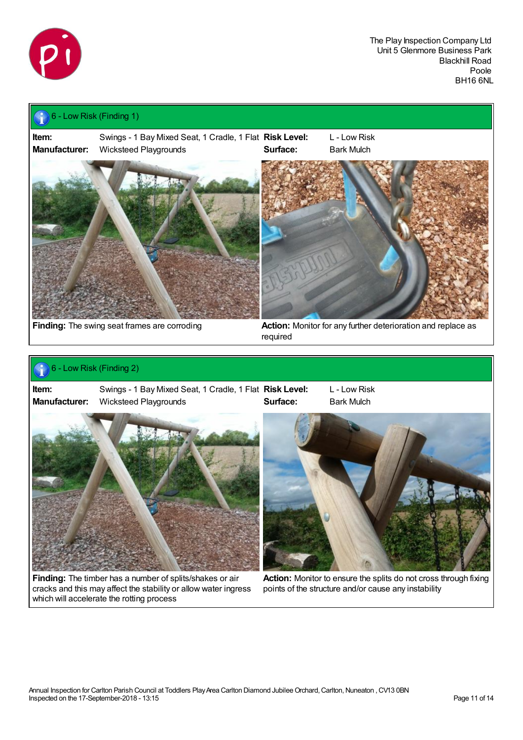The Play Inspection Company Ltd
Unit 5 Glenmore Business Park
Blackhill Road
Poole
BH16 6NL

## 6 - Low Risk (Finding 1)

| | | | |
|---|---|---|---|
| **Item:** | Swings - 1 Bay Mixed Seat, 1 Cradle, 1 Flat | **Risk Level:** | L - Low Risk |
| **Manufacturer:** | Wicksteed Playgrounds | **Surface:** | Bark Mulch |

**Finding:** The swing seat frames are corroding

**Action:** Monitor for any further deterioration and replace as required

## 6 - Low Risk (Finding 2)

| | | | |
|---|---|---|---|
| **Item:** | Swings - 1 Bay Mixed Seat, 1 Cradle, 1 Flat | **Risk Level:** | L - Low Risk |
| **Manufacturer:** | Wicksteed Playgrounds | **Surface:** | Bark Mulch |

**Finding:** The timber has a number of splits/shakes or air cracks and this may affect the stability or allow water ingress which will accelerate the rotting process

**Action:** Monitor to ensure the splits do not cross through fixing points of the structure and/or cause any instability

Annual Inspection for Carlton Parish Council at Toddlers Play Area Carlton Diamond Jubilee Orchard, Carlton, Nuneaton , CV13 0BN
Inspected on the 17-September-2018 - 13:15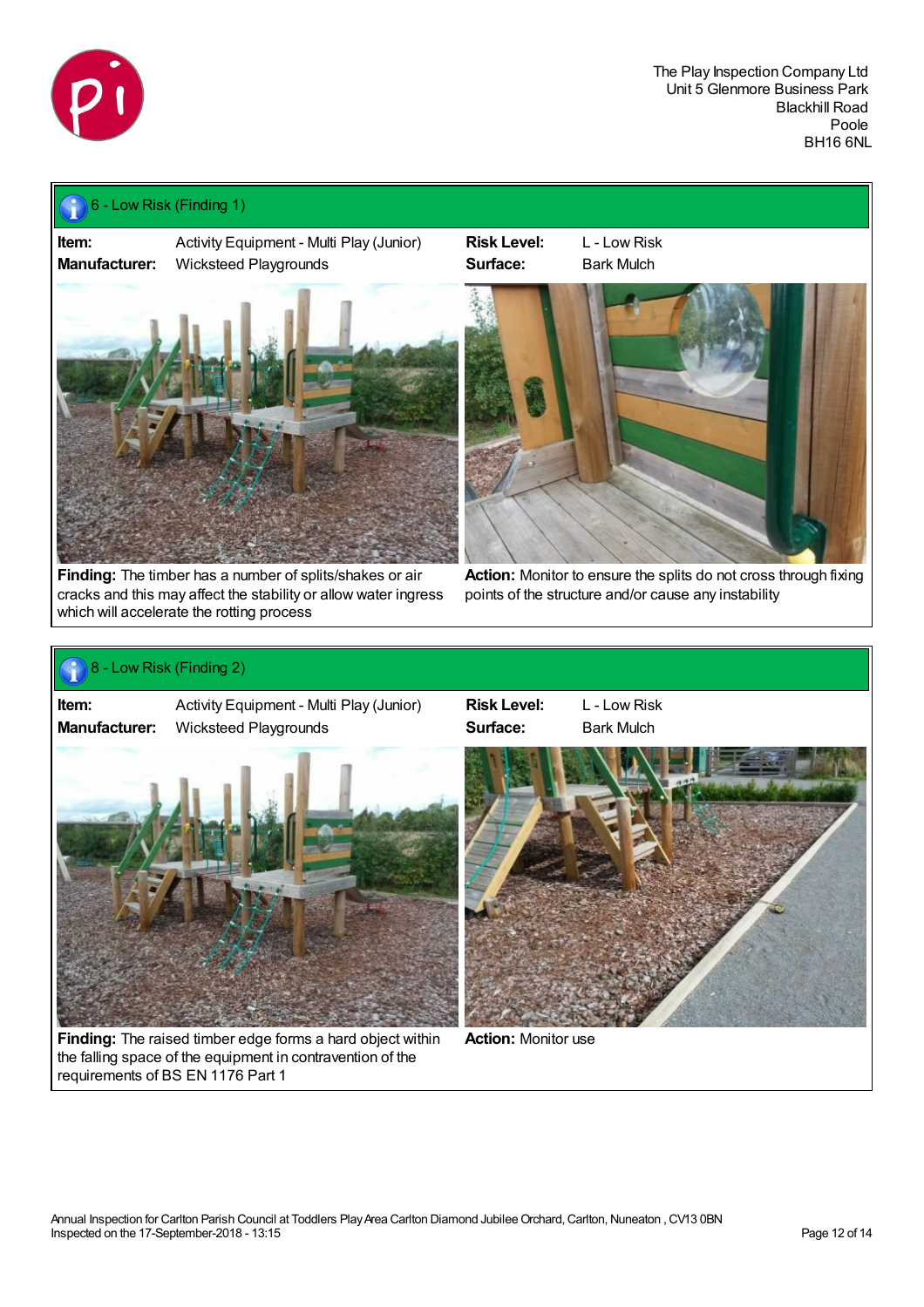## 6 - Low Risk (Finding 1)

| | | | |
|---|---|---|---|
| **Item:** | Activity Equipment - Multi Play (Junior) | **Risk Level:** | L - Low Risk |
| **Manufacturer:** | Wicksteed Playgrounds | **Surface:** | Bark Mulch |

**Finding:** The timber has a number of splits/shakes or air cracks and this may affect the stability or allow water ingress which will accelerate the rotting process

**Action:** Monitor to ensure the splits do not cross through fixing points of the structure and/or cause any instability

## 8 - Low Risk (Finding 2)

| | | | |
|---|---|---|---|
| **Item:** | Activity Equipment - Multi Play (Junior) | **Risk Level:** | L - Low Risk |
| **Manufacturer:** | Wicksteed Playgrounds | **Surface:** | Bark Mulch |

**Finding:** The raised timber edge forms a hard object within the falling space of the equipment in contravention of the requirements of BS EN 1176 Part 1

**Action:** Monitor use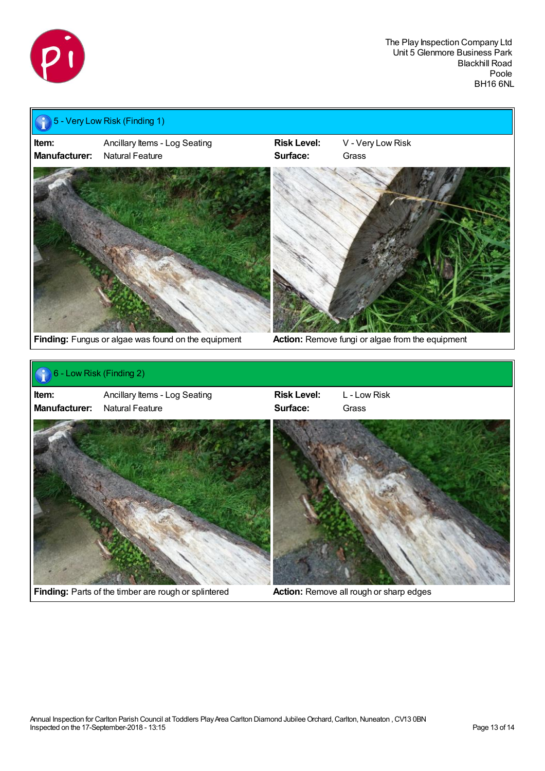The Play Inspection Company Ltd
Unit 5 Glenmore Business Park
Blackhill Road
Poole
BH16 6NL

## 5 - Very Low Risk (Finding 1)

| | | | |
|---|---|---|---|
| **Item:** | Ancillary Items - Log Seating | **Risk Level:** | V - Very Low Risk |
| **Manufacturer:** | Natural Feature | **Surface:** | Grass |

**Finding:** Fungus or algae was found on the equipment

**Action:** Remove fungi or algae from the equipment

## 6 - Low Risk (Finding 2)

| | | | |
|---|---|---|---|
| **Item:** | Ancillary Items - Log Seating | **Risk Level:** | L - Low Risk |
| **Manufacturer:** | Natural Feature | **Surface:** | Grass |

**Finding:** Parts of the timber are rough or splintered

**Action:** Remove all rough or sharp edges

Annual Inspection for Carlton Parish Council at Toddlers Play Area Carlton Diamond Jubilee Orchard, Carlton, Nuneaton , CV13 0BN
Inspected on the 17-September-2018 - 13:15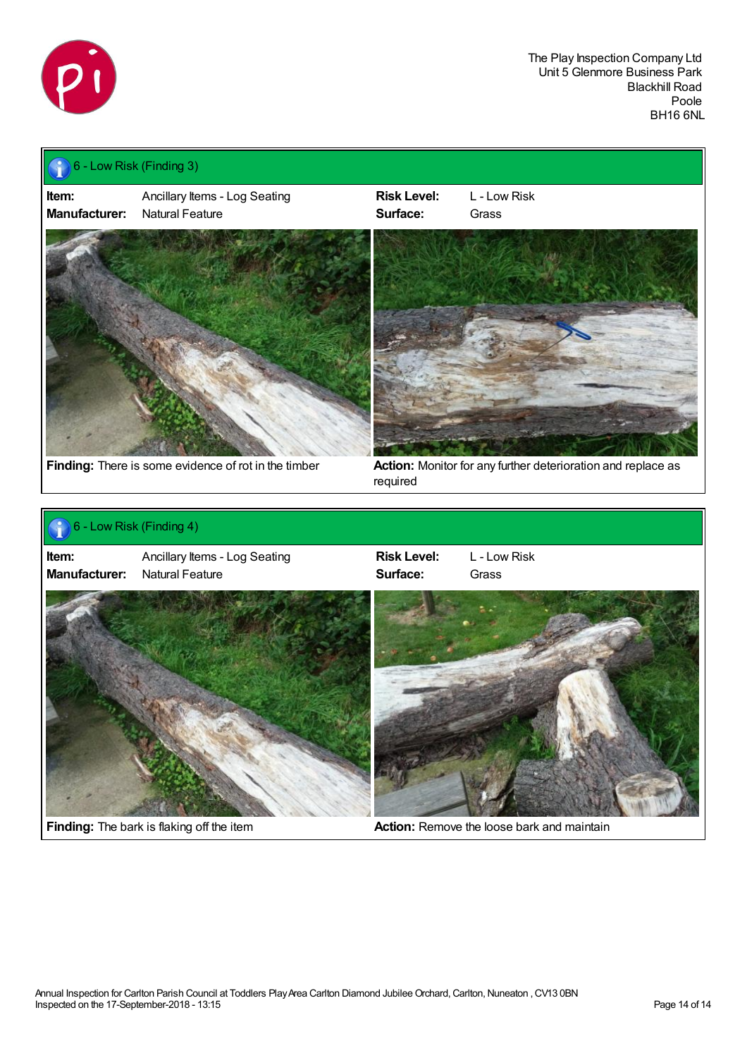The Play Inspection Company Ltd
Unit 5 Glenmore Business Park
Blackhill Road
Poole
BH16 6NL

## 6 - Low Risk (Finding 3)

| | | | |
|---|---|---|---|
| **Item:** | Ancillary Items - Log Seating | **Risk Level:** | L - Low Risk |
| **Manufacturer:** | Natural Feature | **Surface:** | Grass |

**Finding:** There is some evidence of rot in the timber

**Action:** Monitor for any further deterioration and replace as required

## 6 - Low Risk (Finding 4)

| | | | |
|---|---|---|---|
| **Item:** | Ancillary Items - Log Seating | **Risk Level:** | L - Low Risk |
| **Manufacturer:** | Natural Feature | **Surface:** | Grass |

**Finding:** The bark is flaking off the item

**Action:** Remove the loose bark and maintain

Annual Inspection for Carlton Parish Council at Toddlers Play Area Carlton Diamond Jubilee Orchard, Carlton, Nuneaton , CV13 0BN
Inspected on the 17-September-2018 - 13:15